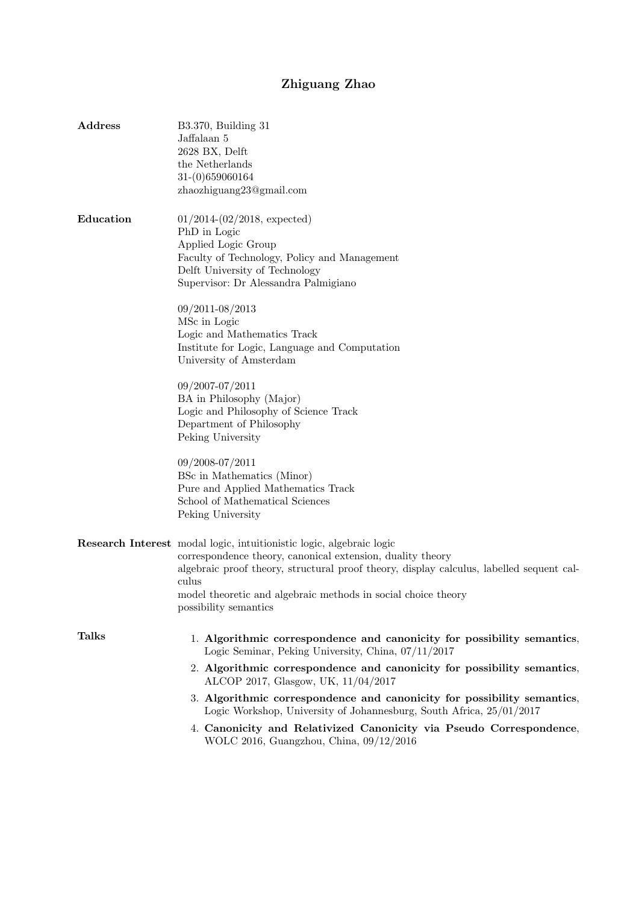# Zhiguang Zhao

## Address

B3.370, Building 31
Jaffalaan 5
2628 BX, Delft
the Netherlands
31-(0)659060164
zhaozhiguang23@gmail.com

## Education

01/2014-(02/2018, expected)
PhD in Logic
Applied Logic Group
Faculty of Technology, Policy and Management
Delft University of Technology
Supervisor: Dr Alessandra Palmigiano

09/2011-08/2013
MSc in Logic
Logic and Mathematics Track
Institute for Logic, Language and Computation
University of Amsterdam

09/2007-07/2011
BA in Philosophy (Major)
Logic and Philosophy of Science Track
Department of Philosophy
Peking University

09/2008-07/2011
BSc in Mathematics (Minor)
Pure and Applied Mathematics Track
School of Mathematical Sciences
Peking University

## Research Interest

modal logic, intuitionistic logic, algebraic logic
correspondence theory, canonical extension, duality theory
algebraic proof theory, structural proof theory, display calculus, labelled sequent calculus
model theoretic and algebraic methods in social choice theory
possibility semantics

## Talks

1. **Algorithmic correspondence and canonicity for possibility semantics**, Logic Seminar, Peking University, China, 07/11/2017
2. **Algorithmic correspondence and canonicity for possibility semantics**, ALCOP 2017, Glasgow, UK, 11/04/2017
3. **Algorithmic correspondence and canonicity for possibility semantics**, Logic Workshop, University of Johannesburg, South Africa, 25/01/2017
4. **Canonicity and Relativized Canonicity via Pseudo Correspondence**, WOLC 2016, Guangzhou, China, 09/12/2016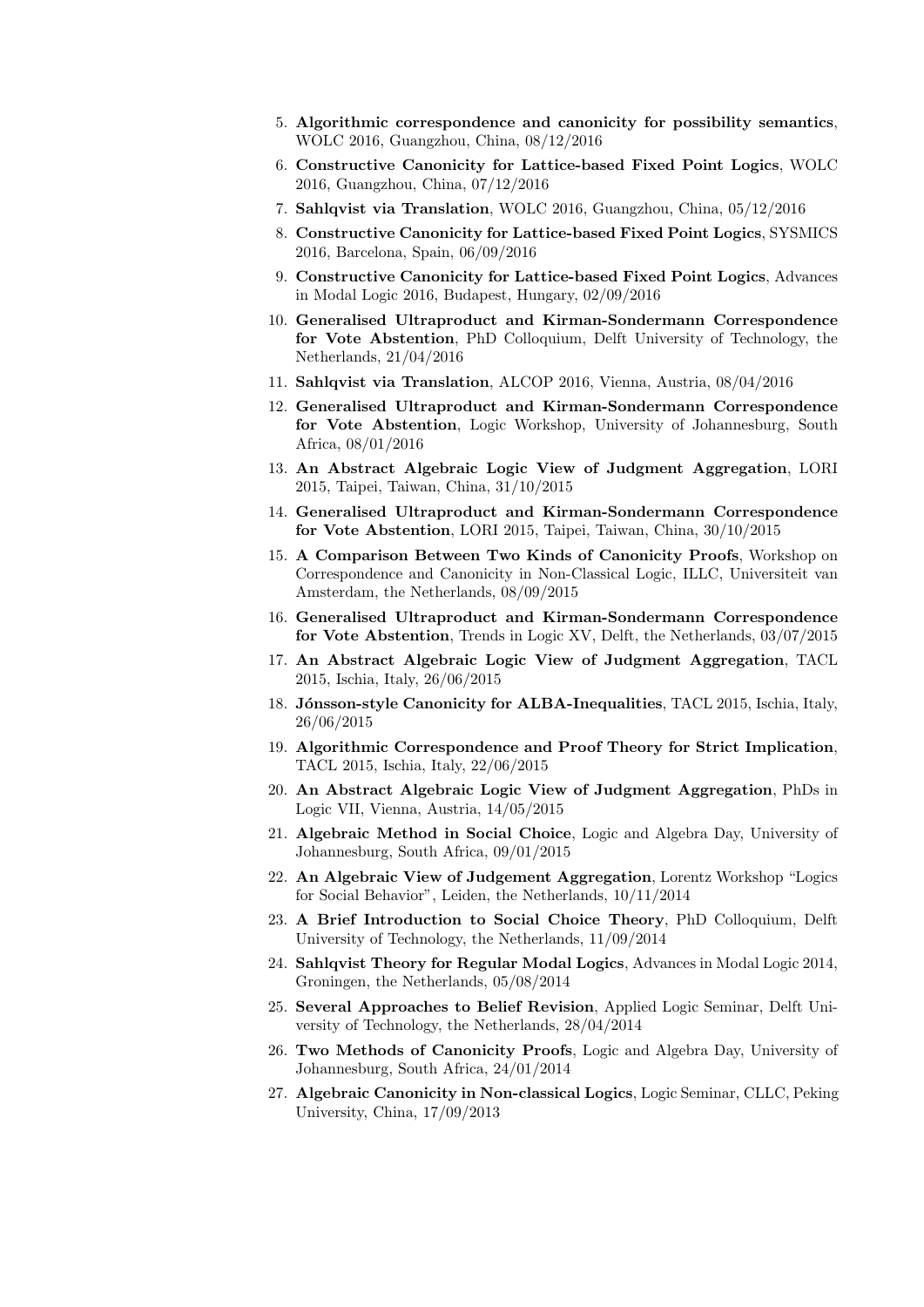5. **Algorithmic correspondence and canonicity for possibility semantics**, WOLC 2016, Guangzhou, China, 08/12/2016
6. **Constructive Canonicity for Lattice-based Fixed Point Logics**, WOLC 2016, Guangzhou, China, 07/12/2016
7. **Sahlqvist via Translation**, WOLC 2016, Guangzhou, China, 05/12/2016
8. **Constructive Canonicity for Lattice-based Fixed Point Logics**, SYSMICS 2016, Barcelona, Spain, 06/09/2016
9. **Constructive Canonicity for Lattice-based Fixed Point Logics**, Advances in Modal Logic 2016, Budapest, Hungary, 02/09/2016
10. **Generalised Ultraproduct and Kirman-Sondermann Correspondence for Vote Abstention**, PhD Colloquium, Delft University of Technology, the Netherlands, 21/04/2016
11. **Sahlqvist via Translation**, ALCOP 2016, Vienna, Austria, 08/04/2016
12. **Generalised Ultraproduct and Kirman-Sondermann Correspondence for Vote Abstention**, Logic Workshop, University of Johannesburg, South Africa, 08/01/2016
13. **An Abstract Algebraic Logic View of Judgment Aggregation**, LORI 2015, Taipei, Taiwan, China, 31/10/2015
14. **Generalised Ultraproduct and Kirman-Sondermann Correspondence for Vote Abstention**, LORI 2015, Taipei, Taiwan, China, 30/10/2015
15. **A Comparison Between Two Kinds of Canonicity Proofs**, Workshop on Correspondence and Canonicity in Non-Classical Logic, ILLC, Universiteit van Amsterdam, the Netherlands, 08/09/2015
16. **Generalised Ultraproduct and Kirman-Sondermann Correspondence for Vote Abstention**, Trends in Logic XV, Delft, the Netherlands, 03/07/2015
17. **An Abstract Algebraic Logic View of Judgment Aggregation**, TACL 2015, Ischia, Italy, 26/06/2015
18. **Jónsson-style Canonicity for ALBA-Inequalities**, TACL 2015, Ischia, Italy, 26/06/2015
19. **Algorithmic Correspondence and Proof Theory for Strict Implication**, TACL 2015, Ischia, Italy, 22/06/2015
20. **An Abstract Algebraic Logic View of Judgment Aggregation**, PhDs in Logic VII, Vienna, Austria, 14/05/2015
21. **Algebraic Method in Social Choice**, Logic and Algebra Day, University of Johannesburg, South Africa, 09/01/2015
22. **An Algebraic View of Judgement Aggregation**, Lorentz Workshop "Logics for Social Behavior", Leiden, the Netherlands, 10/11/2014
23. **A Brief Introduction to Social Choice Theory**, PhD Colloquium, Delft University of Technology, the Netherlands, 11/09/2014
24. **Sahlqvist Theory for Regular Modal Logics**, Advances in Modal Logic 2014, Groningen, the Netherlands, 05/08/2014
25. **Several Approaches to Belief Revision**, Applied Logic Seminar, Delft University of Technology, the Netherlands, 28/04/2014
26. **Two Methods of Canonicity Proofs**, Logic and Algebra Day, University of Johannesburg, South Africa, 24/01/2014
27. **Algebraic Canonicity in Non-classical Logics**, Logic Seminar, CLLC, Peking University, China, 17/09/2013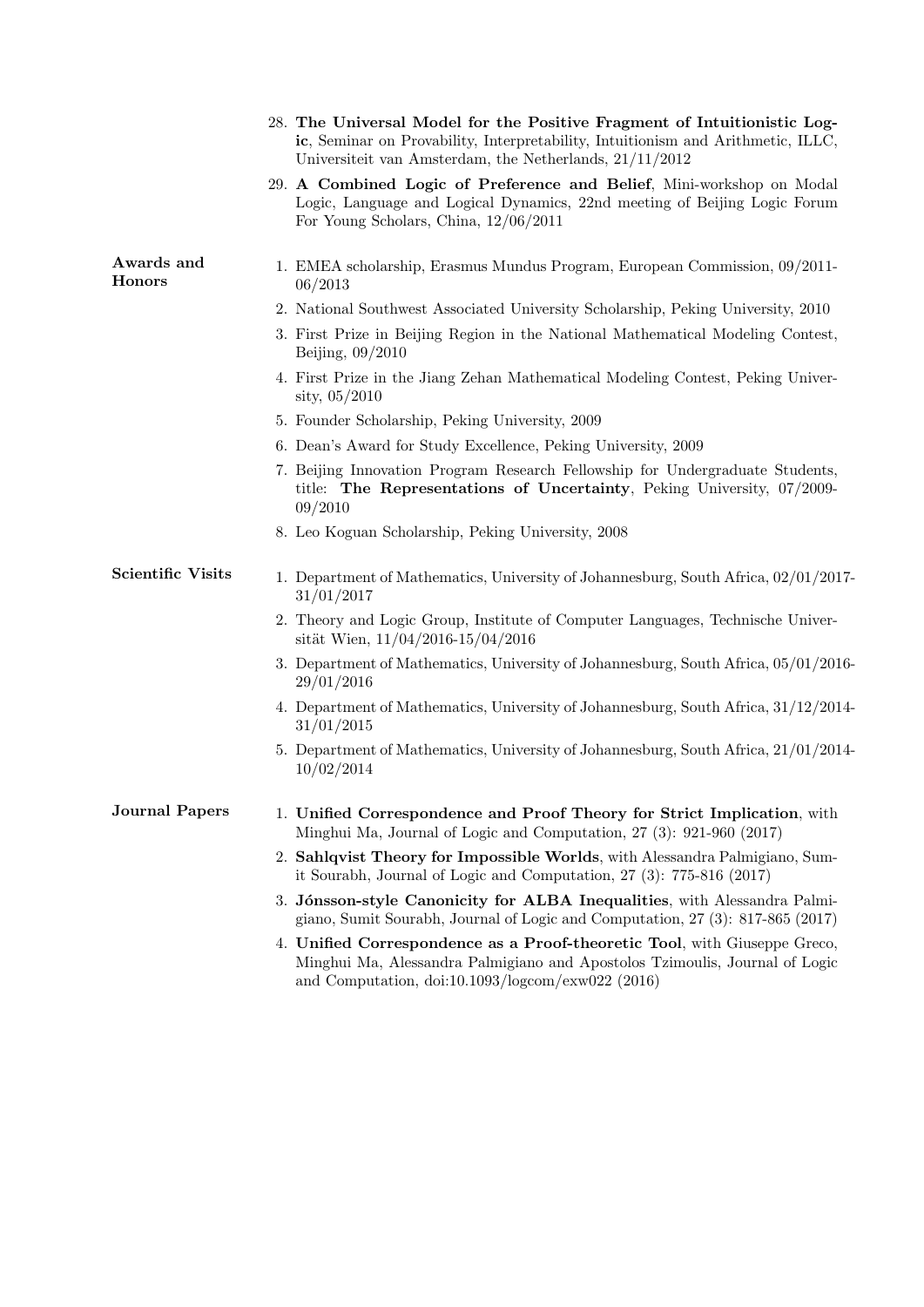28. **The Universal Model for the Positive Fragment of Intuitionistic Logic**, Seminar on Provability, Interpretability, Intuitionism and Arithmetic, ILLC, Universiteit van Amsterdam, the Netherlands, 21/11/2012
29. **A Combined Logic of Preference and Belief**, Mini-workshop on Modal Logic, Language and Logical Dynamics, 22nd meeting of Beijing Logic Forum For Young Scholars, China, 12/06/2011

## Awards and Honors

1. EMEA scholarship, Erasmus Mundus Program, European Commission, 09/2011-06/2013
2. National Southwest Associated University Scholarship, Peking University, 2010
3. First Prize in Beijing Region in the National Mathematical Modeling Contest, Beijing, 09/2010
4. First Prize in the Jiang Zehan Mathematical Modeling Contest, Peking University, 05/2010
5. Founder Scholarship, Peking University, 2009
6. Dean's Award for Study Excellence, Peking University, 2009
7. Beijing Innovation Program Research Fellowship for Undergraduate Students, title: **The Representations of Uncertainty**, Peking University, 07/2009-09/2010
8. Leo Koguan Scholarship, Peking University, 2008

## Scientific Visits

1. Department of Mathematics, University of Johannesburg, South Africa, 02/01/2017-31/01/2017
2. Theory and Logic Group, Institute of Computer Languages, Technische Universität Wien, 11/04/2016-15/04/2016
3. Department of Mathematics, University of Johannesburg, South Africa, 05/01/2016-29/01/2016
4. Department of Mathematics, University of Johannesburg, South Africa, 31/12/2014-31/01/2015
5. Department of Mathematics, University of Johannesburg, South Africa, 21/01/2014-10/02/2014

## Journal Papers

1. **Unified Correspondence and Proof Theory for Strict Implication**, with Minghui Ma, Journal of Logic and Computation, 27 (3): 921-960 (2017)
2. **Sahlqvist Theory for Impossible Worlds**, with Alessandra Palmigiano, Sumit Sourabh, Journal of Logic and Computation, 27 (3): 775-816 (2017)
3. **Jónsson-style Canonicity for ALBA Inequalities**, with Alessandra Palmigiano, Sumit Sourabh, Journal of Logic and Computation, 27 (3): 817-865 (2017)
4. **Unified Correspondence as a Proof-theoretic Tool**, with Giuseppe Greco, Minghui Ma, Alessandra Palmigiano and Apostolos Tzimoulis, Journal of Logic and Computation, doi:10.1093/logcom/exw022 (2016)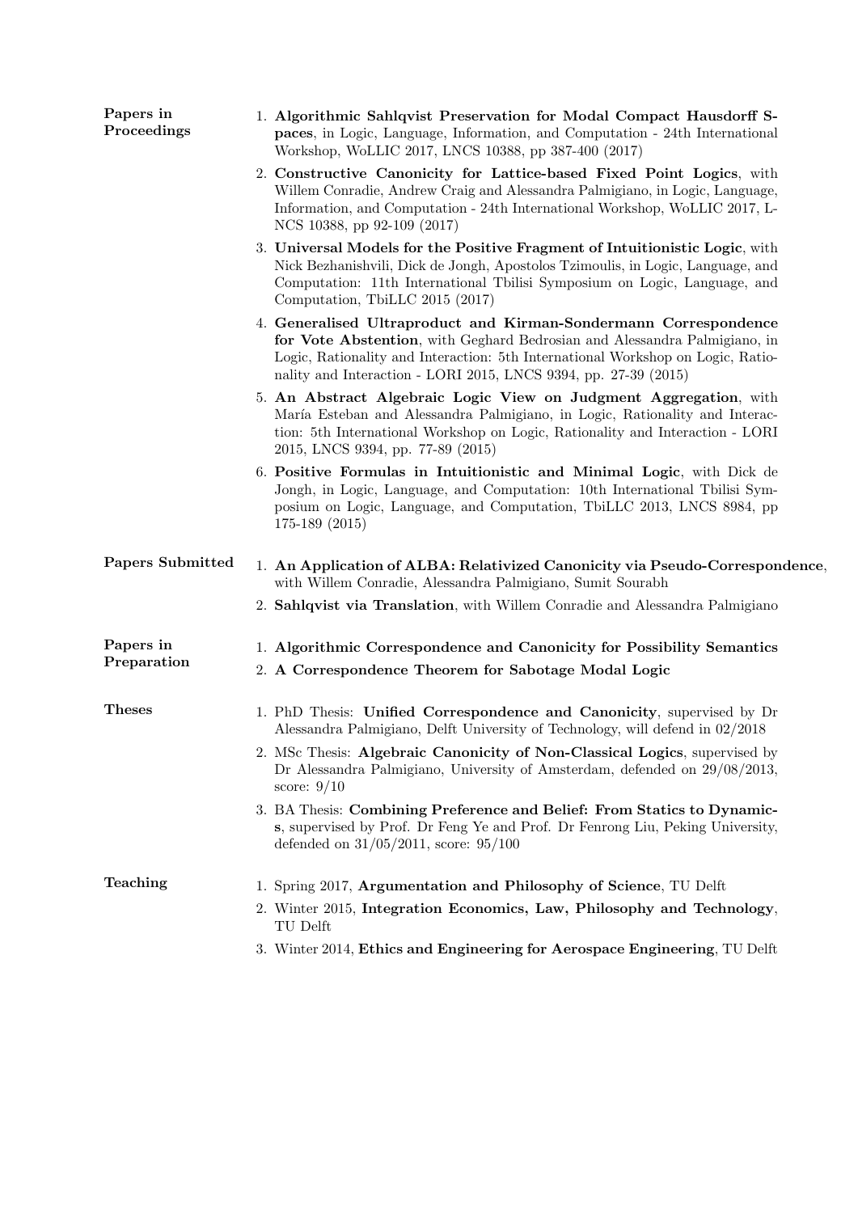## Papers in Proceedings

1. **Algorithmic Sahlqvist Preservation for Modal Compact Hausdorff Spaces**, in Logic, Language, Information, and Computation - 24th International Workshop, WoLLIC 2017, LNCS 10388, pp 387-400 (2017)
2. **Constructive Canonicity for Lattice-based Fixed Point Logics**, with Willem Conradie, Andrew Craig and Alessandra Palmigiano, in Logic, Language, Information, and Computation - 24th International Workshop, WoLLIC 2017, LNCS 10388, pp 92-109 (2017)
3. **Universal Models for the Positive Fragment of Intuitionistic Logic**, with Nick Bezhanishvili, Dick de Jongh, Apostolos Tzimoulis, in Logic, Language, and Computation: 11th International Tbilisi Symposium on Logic, Language, and Computation, TbiLLC 2015 (2017)
4. **Generalised Ultraproduct and Kirman-Sondermann Correspondence for Vote Abstention**, with Geghard Bedrosian and Alessandra Palmigiano, in Logic, Rationality and Interaction: 5th International Workshop on Logic, Rationality and Interaction - LORI 2015, LNCS 9394, pp. 27-39 (2015)
5. **An Abstract Algebraic Logic View on Judgment Aggregation**, with María Esteban and Alessandra Palmigiano, in Logic, Rationality and Interaction: 5th International Workshop on Logic, Rationality and Interaction - LORI 2015, LNCS 9394, pp. 77-89 (2015)
6. **Positive Formulas in Intuitionistic and Minimal Logic**, with Dick de Jongh, in Logic, Language, and Computation: 10th International Tbilisi Symposium on Logic, Language, and Computation, TbiLLC 2013, LNCS 8984, pp 175-189 (2015)

## Papers Submitted

1. **An Application of ALBA: Relativized Canonicity via Pseudo-Correspondence**, with Willem Conradie, Alessandra Palmigiano, Sumit Sourabh
2. **Sahlqvist via Translation**, with Willem Conradie and Alessandra Palmigiano

## Papers in Preparation

1. **Algorithmic Correspondence and Canonicity for Possibility Semantics**
2. **A Correspondence Theorem for Sabotage Modal Logic**

## Theses

1. PhD Thesis: **Unified Correspondence and Canonicity**, supervised by Dr Alessandra Palmigiano, Delft University of Technology, will defend in 02/2018
2. MSc Thesis: **Algebraic Canonicity of Non-Classical Logics**, supervised by Dr Alessandra Palmigiano, University of Amsterdam, defended on 29/08/2013, score: 9/10
3. BA Thesis: **Combining Preference and Belief: From Statics to Dynamics**, supervised by Prof. Dr Feng Ye and Prof. Dr Fenrong Liu, Peking University, defended on 31/05/2011, score: 95/100

## Teaching

1. Spring 2017, **Argumentation and Philosophy of Science**, TU Delft
2. Winter 2015, **Integration Economics, Law, Philosophy and Technology**, TU Delft
3. Winter 2014, **Ethics and Engineering for Aerospace Engineering**, TU Delft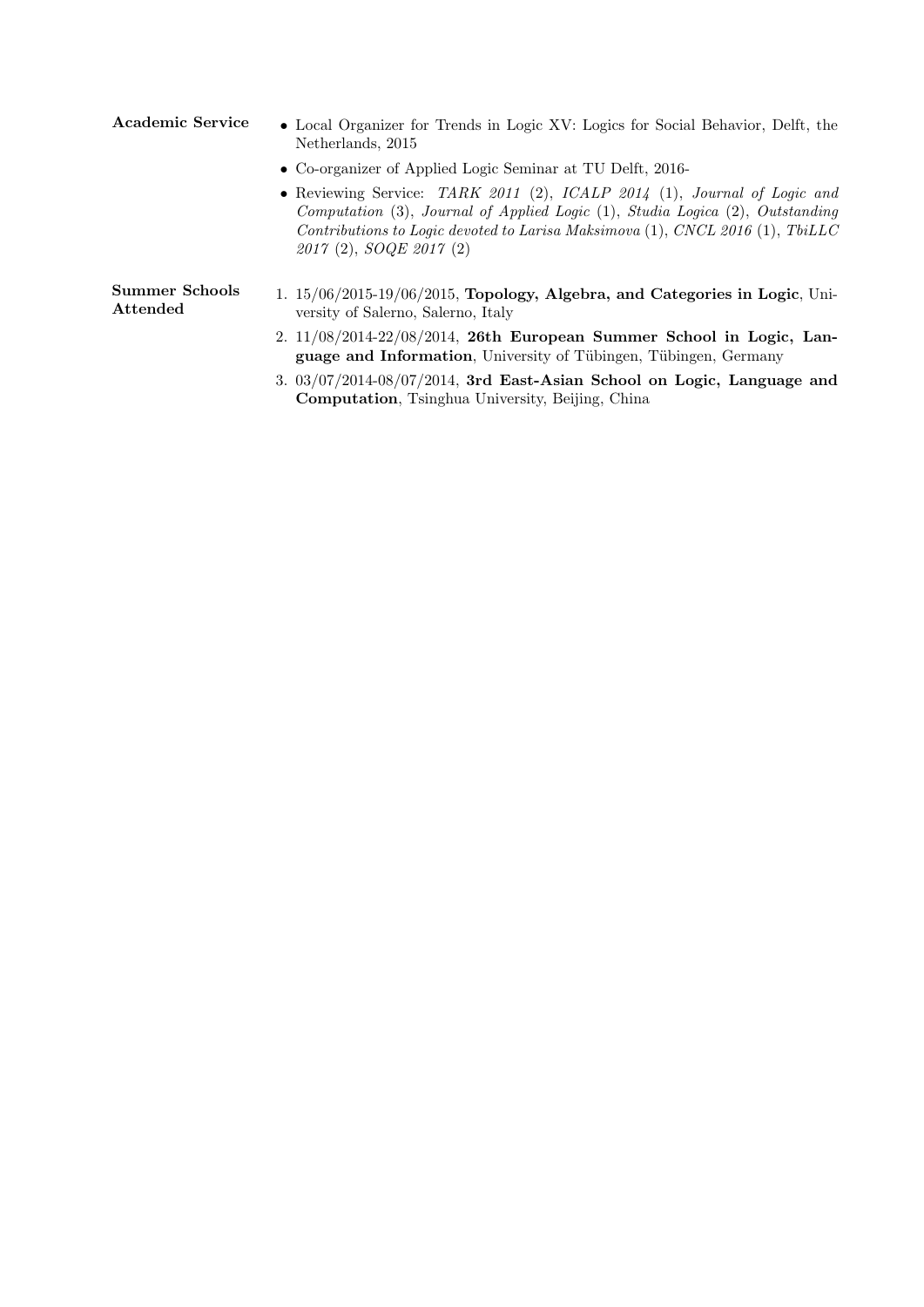**Academic Service**

- Local Organizer for Trends in Logic XV: Logics for Social Behavior, Delft, the Netherlands, 2015
- Co-organizer of Applied Logic Seminar at TU Delft, 2016-
- Reviewing Service: *TARK 2011* (2), *ICALP 2014* (1), *Journal of Logic and Computation* (3), *Journal of Applied Logic* (1), *Studia Logica* (2), *Outstanding Contributions to Logic devoted to Larisa Maksimova* (1), *CNCL 2016* (1), *TbiLLC 2017* (2), *SOQE 2017* (2)

**Summer Schools Attended**

1. 15/06/2015-19/06/2015, **Topology, Algebra, and Categories in Logic**, University of Salerno, Salerno, Italy
2. 11/08/2014-22/08/2014, **26th European Summer School in Logic, Language and Information**, University of Tübingen, Tübingen, Germany
3. 03/07/2014-08/07/2014, **3rd East-Asian School on Logic, Language and Computation**, Tsinghua University, Beijing, China